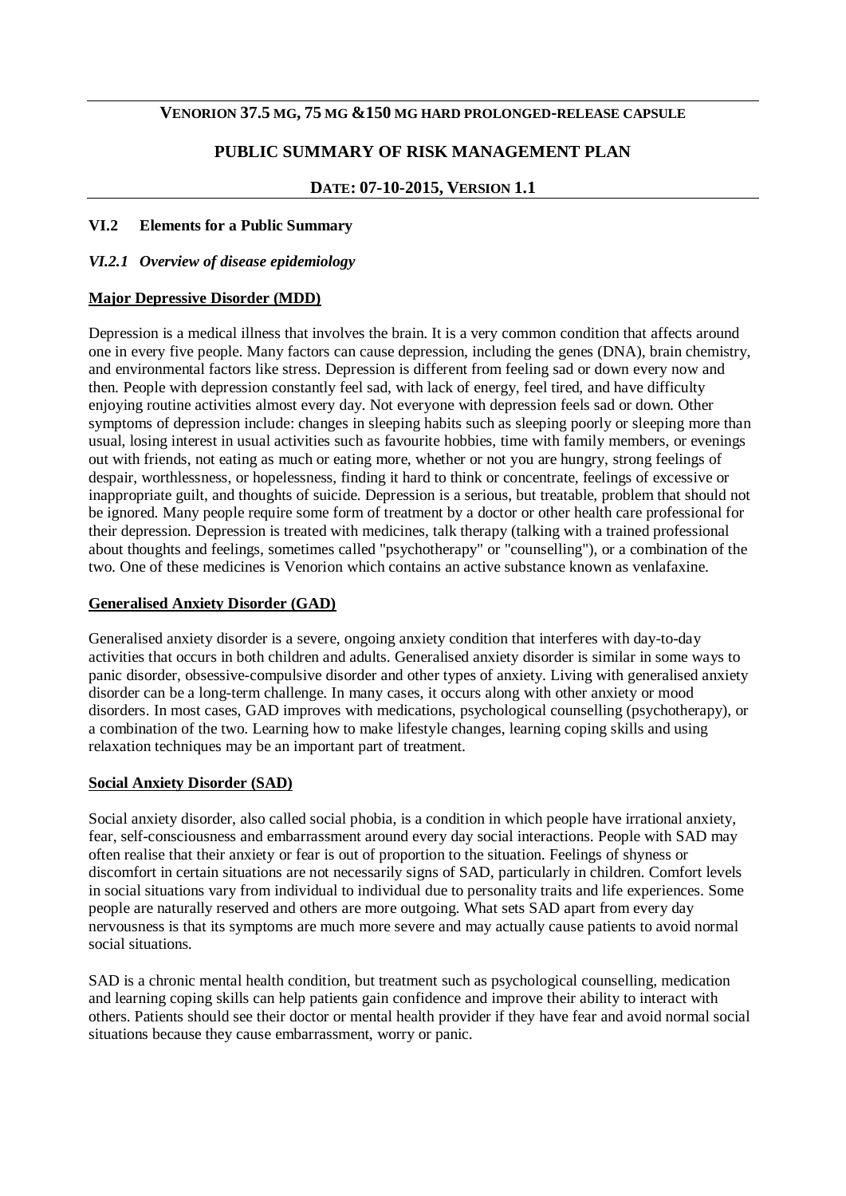# VENORION 37.5 MG, 75 MG &150 MG HARD PROLONGED-RELEASE CAPSULE

## PUBLIC SUMMARY OF RISK MANAGEMENT PLAN

**DATE: 07-10-2015, VERSION 1.1**

### VI.2 Elements for a Public Summary

#### *VI.2.1 Overview of disease epidemiology*

**Major Depressive Disorder (MDD)**

Depression is a medical illness that involves the brain. It is a very common condition that affects around one in every five people. Many factors can cause depression, including the genes (DNA), brain chemistry, and environmental factors like stress. Depression is different from feeling sad or down every now and then. People with depression constantly feel sad, with lack of energy, feel tired, and have difficulty enjoying routine activities almost every day. Not everyone with depression feels sad or down. Other symptoms of depression include: changes in sleeping habits such as sleeping poorly or sleeping more than usual, losing interest in usual activities such as favourite hobbies, time with family members, or evenings out with friends, not eating as much or eating more, whether or not you are hungry, strong feelings of despair, worthlessness, or hopelessness, finding it hard to think or concentrate, feelings of excessive or inappropriate guilt, and thoughts of suicide. Depression is a serious, but treatable, problem that should not be ignored. Many people require some form of treatment by a doctor or other health care professional for their depression. Depression is treated with medicines, talk therapy (talking with a trained professional about thoughts and feelings, sometimes called "psychotherapy" or "counselling"), or a combination of the two. One of these medicines is Venorion which contains an active substance known as venlafaxine.

**Generalised Anxiety Disorder (GAD)**

Generalised anxiety disorder is a severe, ongoing anxiety condition that interferes with day-to-day activities that occurs in both children and adults. Generalised anxiety disorder is similar in some ways to panic disorder, obsessive-compulsive disorder and other types of anxiety. Living with generalised anxiety disorder can be a long-term challenge. In many cases, it occurs along with other anxiety or mood disorders. In most cases, GAD improves with medications, psychological counselling (psychotherapy), or a combination of the two. Learning how to make lifestyle changes, learning coping skills and using relaxation techniques may be an important part of treatment.

**Social Anxiety Disorder (SAD)**

Social anxiety disorder, also called social phobia, is a condition in which people have irrational anxiety, fear, self-consciousness and embarrassment around every day social interactions. People with SAD may often realise that their anxiety or fear is out of proportion to the situation. Feelings of shyness or discomfort in certain situations are not necessarily signs of SAD, particularly in children. Comfort levels in social situations vary from individual to individual due to personality traits and life experiences. Some people are naturally reserved and others are more outgoing. What sets SAD apart from every day nervousness is that its symptoms are much more severe and may actually cause patients to avoid normal social situations.

SAD is a chronic mental health condition, but treatment such as psychological counselling, medication and learning coping skills can help patients gain confidence and improve their ability to interact with others. Patients should see their doctor or mental health provider if they have fear and avoid normal social situations because they cause embarrassment, worry or panic.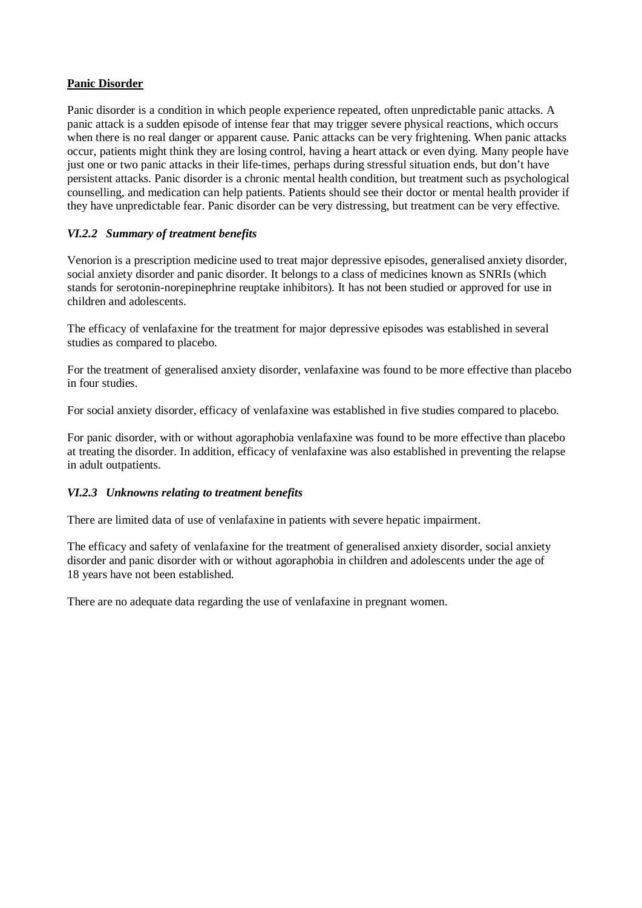**Panic Disorder**

Panic disorder is a condition in which people experience repeated, often unpredictable panic attacks. A panic attack is a sudden episode of intense fear that may trigger severe physical reactions, which occurs when there is no real danger or apparent cause. Panic attacks can be very frightening. When panic attacks occur, patients might think they are losing control, having a heart attack or even dying. Many people have just one or two panic attacks in their life-times, perhaps during stressful situation ends, but don't have persistent attacks. Panic disorder is a chronic mental health condition, but treatment such as psychological counselling, and medication can help patients. Patients should see their doctor or mental health provider if they have unpredictable fear. Panic disorder can be very distressing, but treatment can be very effective.

### *VI.2.2 Summary of treatment benefits*

Venorion is a prescription medicine used to treat major depressive episodes, generalised anxiety disorder, social anxiety disorder and panic disorder. It belongs to a class of medicines known as SNRIs (which stands for serotonin-norepinephrine reuptake inhibitors). It has not been studied or approved for use in children and adolescents.

The efficacy of venlafaxine for the treatment for major depressive episodes was established in several studies as compared to placebo.

For the treatment of generalised anxiety disorder, venlafaxine was found to be more effective than placebo in four studies.

For social anxiety disorder, efficacy of venlafaxine was established in five studies compared to placebo.

For panic disorder, with or without agoraphobia venlafaxine was found to be more effective than placebo at treating the disorder. In addition, efficacy of venlafaxine was also established in preventing the relapse in adult outpatients.

### *VI.2.3 Unknowns relating to treatment benefits*

There are limited data of use of venlafaxine in patients with severe hepatic impairment.

The efficacy and safety of venlafaxine for the treatment of generalised anxiety disorder, social anxiety disorder and panic disorder with or without agoraphobia in children and adolescents under the age of 18 years have not been established.

There are no adequate data regarding the use of venlafaxine in pregnant women.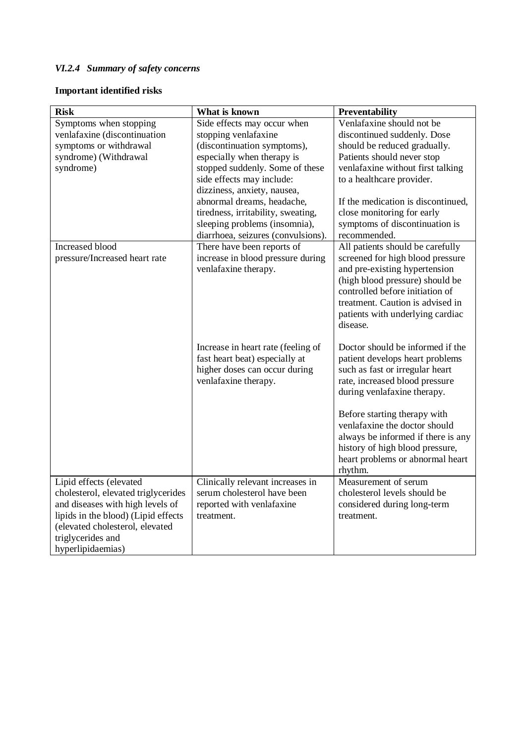### *VI.2.4 Summary of safety concerns*

**Important identified risks**

| Risk | What is known | Preventability |
|---|---|---|
| Symptoms when stopping venlafaxine (discontinuation symptoms or withdrawal syndrome) (Withdrawal syndrome) | Side effects may occur when stopping venlafaxine (discontinuation symptoms), especially when therapy is stopped suddenly. Some of these side effects may include: dizziness, anxiety, nausea, abnormal dreams, headache, tiredness, irritability, sweating, sleeping problems (insomnia), diarrhoea, seizures (convulsions). | Venlafaxine should not be discontinued suddenly. Dose should be reduced gradually. Patients should never stop venlafaxine without first talking to a healthcare provider.<br><br>If the medication is discontinued, close monitoring for early symptoms of discontinuation is recommended. |
| Increased blood pressure/Increased heart rate | There have been reports of increase in blood pressure during venlafaxine therapy.<br><br>Increase in heart rate (feeling of fast heart beat) especially at higher doses can occur during venlafaxine therapy. | All patients should be carefully screened for high blood pressure and pre-existing hypertension (high blood pressure) should be controlled before initiation of treatment. Caution is advised in patients with underlying cardiac disease.<br><br>Doctor should be informed if the patient develops heart problems such as fast or irregular heart rate, increased blood pressure during venlafaxine therapy.<br><br>Before starting therapy with venlafaxine the doctor should always be informed if there is any history of high blood pressure, heart problems or abnormal heart rhythm. |
| Lipid effects (elevated cholesterol, elevated triglycerides and diseases with high levels of lipids in the blood) (Lipid effects (elevated cholesterol, elevated triglycerides and hyperlipidaemias) | Clinically relevant increases in serum cholesterol have been reported with venlafaxine treatment. | Measurement of serum cholesterol levels should be considered during long-term treatment. |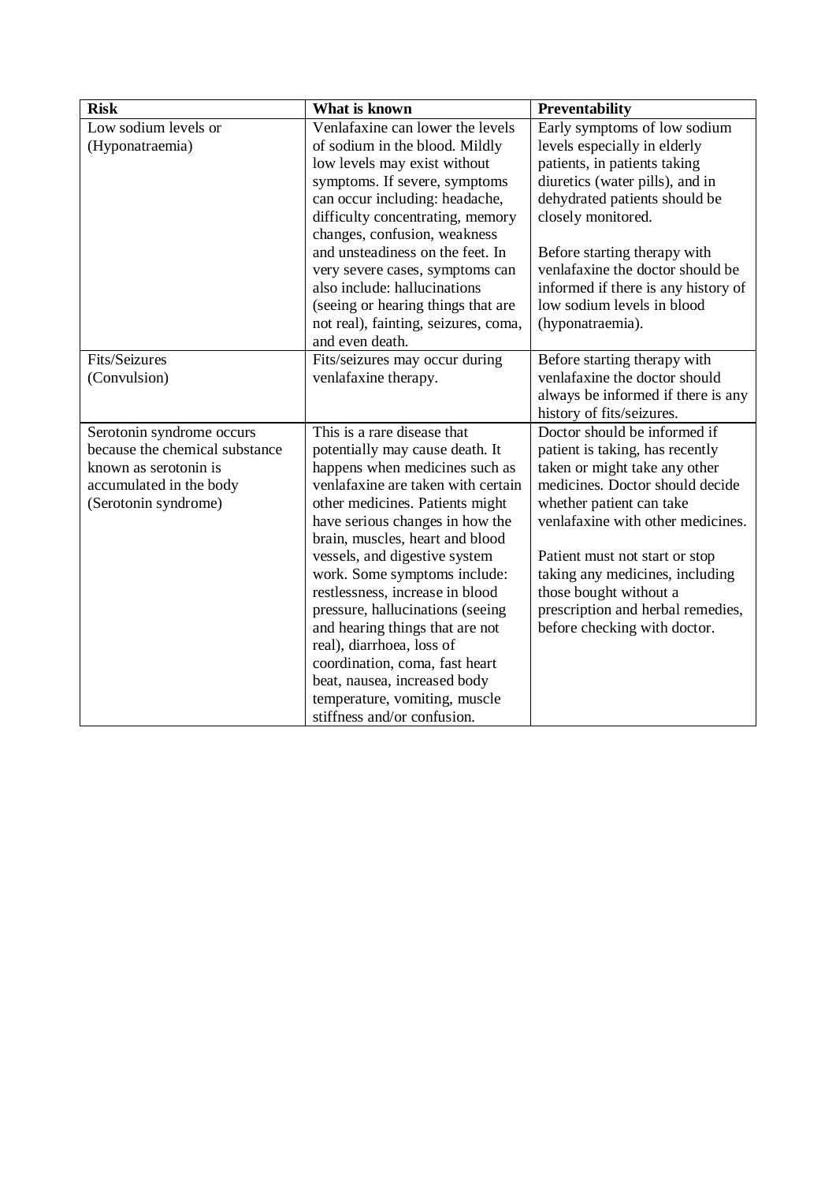| **Risk** | **What is known** | **Preventability** |
| --- | --- | --- |
| Low sodium levels or (Hyponatraemia) | Venlafaxine can lower the levels of sodium in the blood. Mildly low levels may exist without symptoms. If severe, symptoms can occur including: headache, difficulty concentrating, memory changes, confusion, weakness and unsteadiness on the feet. In very severe cases, symptoms can also include: hallucinations (seeing or hearing things that are not real), fainting, seizures, coma, and even death. | Early symptoms of low sodium levels especially in elderly patients, in patients taking diuretics (water pills), and in dehydrated patients should be closely monitored.<br><br>Before starting therapy with venlafaxine the doctor should be informed if there is any history of low sodium levels in blood (hyponatraemia). |
| Fits/Seizures (Convulsion) | Fits/seizures may occur during venlafaxine therapy. | Before starting therapy with venlafaxine the doctor should always be informed if there is any history of fits/seizures. |
| Serotonin syndrome occurs because the chemical substance known as serotonin is accumulated in the body (Serotonin syndrome) | This is a rare disease that potentially may cause death. It happens when medicines such as venlafaxine are taken with certain other medicines. Patients might have serious changes in how the brain, muscles, heart and blood vessels, and digestive system work. Some symptoms include: restlessness, increase in blood pressure, hallucinations (seeing and hearing things that are not real), diarrhoea, loss of coordination, coma, fast heart beat, nausea, increased body temperature, vomiting, muscle stiffness and/or confusion. | Doctor should be informed if patient is taking, has recently taken or might take any other medicines. Doctor should decide whether patient can take venlafaxine with other medicines.<br><br>Patient must not start or stop taking any medicines, including those bought without a prescription and herbal remedies, before checking with doctor. |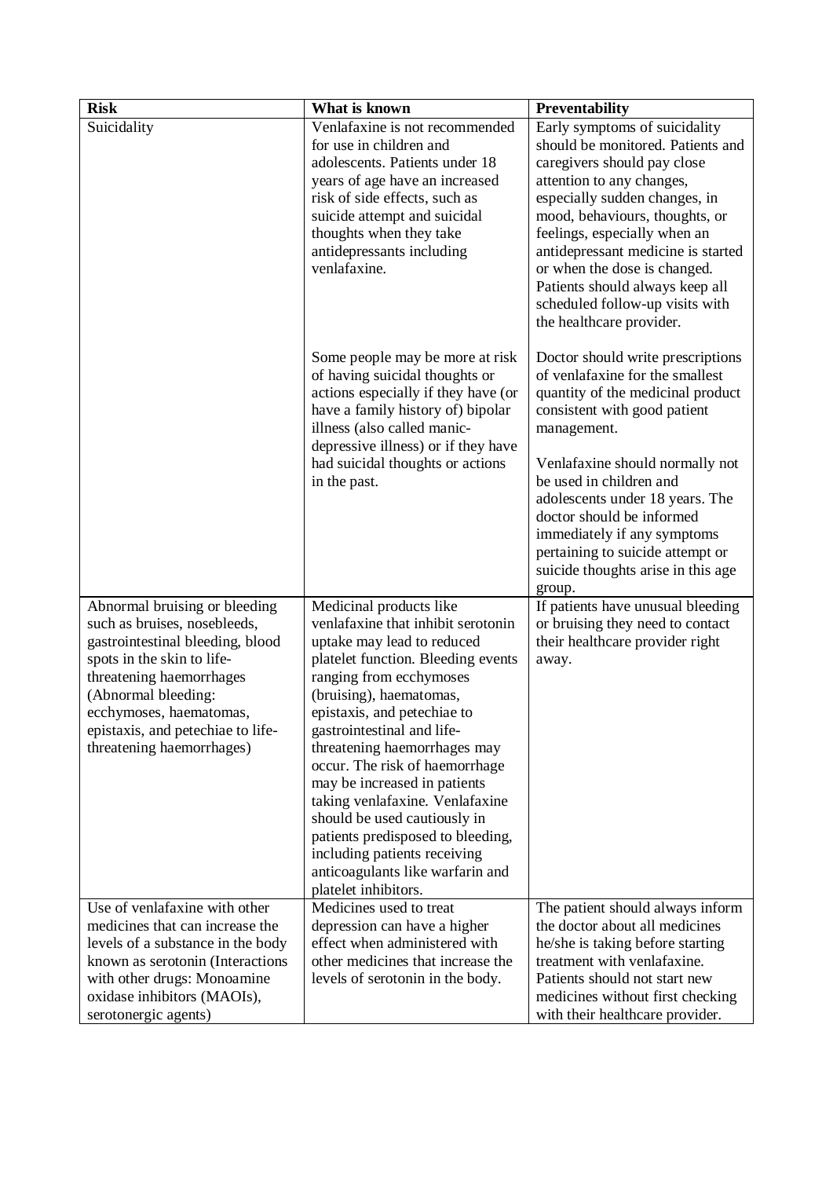| Risk | What is known | Preventability |
|---|---|---|
| Suicidality | Venlafaxine is not recommended for use in children and adolescents. Patients under 18 years of age have an increased risk of side effects, such as suicide attempt and suicidal thoughts when they take antidepressants including venlafaxine.<br><br>Some people may be more at risk of having suicidal thoughts or actions especially if they have (or have a family history of) bipolar illness (also called manic-depressive illness) or if they have had suicidal thoughts or actions in the past. | Early symptoms of suicidality should be monitored. Patients and caregivers should pay close attention to any changes, especially sudden changes, in mood, behaviours, thoughts, or feelings, especially when an antidepressant medicine is started or when the dose is changed. Patients should always keep all scheduled follow-up visits with the healthcare provider.<br><br>Doctor should write prescriptions of venlafaxine for the smallest quantity of the medicinal product consistent with good patient management.<br><br>Venlafaxine should normally not be used in children and adolescents under 18 years. The doctor should be informed immediately if any symptoms pertaining to suicide attempt or suicide thoughts arise in this age group. |
| Abnormal bruising or bleeding such as bruises, nosebleeds, gastrointestinal bleeding, blood spots in the skin to life-threatening haemorrhages (Abnormal bleeding: ecchymoses, haematomas, epistaxis, and petechiae to life-threatening haemorrhages) | Medicinal products like venlafaxine that inhibit serotonin uptake may lead to reduced platelet function. Bleeding events ranging from ecchymoses (bruising), haematomas, epistaxis, and petechiae to gastrointestinal and life-threatening haemorrhages may occur. The risk of haemorrhage may be increased in patients taking venlafaxine. Venlafaxine should be used cautiously in patients predisposed to bleeding, including patients receiving anticoagulants like warfarin and platelet inhibitors. | If patients have unusual bleeding or bruising they need to contact their healthcare provider right away. |
| Use of venlafaxine with other medicines that can increase the levels of a substance in the body known as serotonin (Interactions with other drugs: Monoamine oxidase inhibitors (MAOIs), serotonergic agents) | Medicines used to treat depression can have a higher effect when administered with other medicines that increase the levels of serotonin in the body. | The patient should always inform the doctor about all medicines he/she is taking before starting treatment with venlafaxine. Patients should not start new medicines without first checking with their healthcare provider. |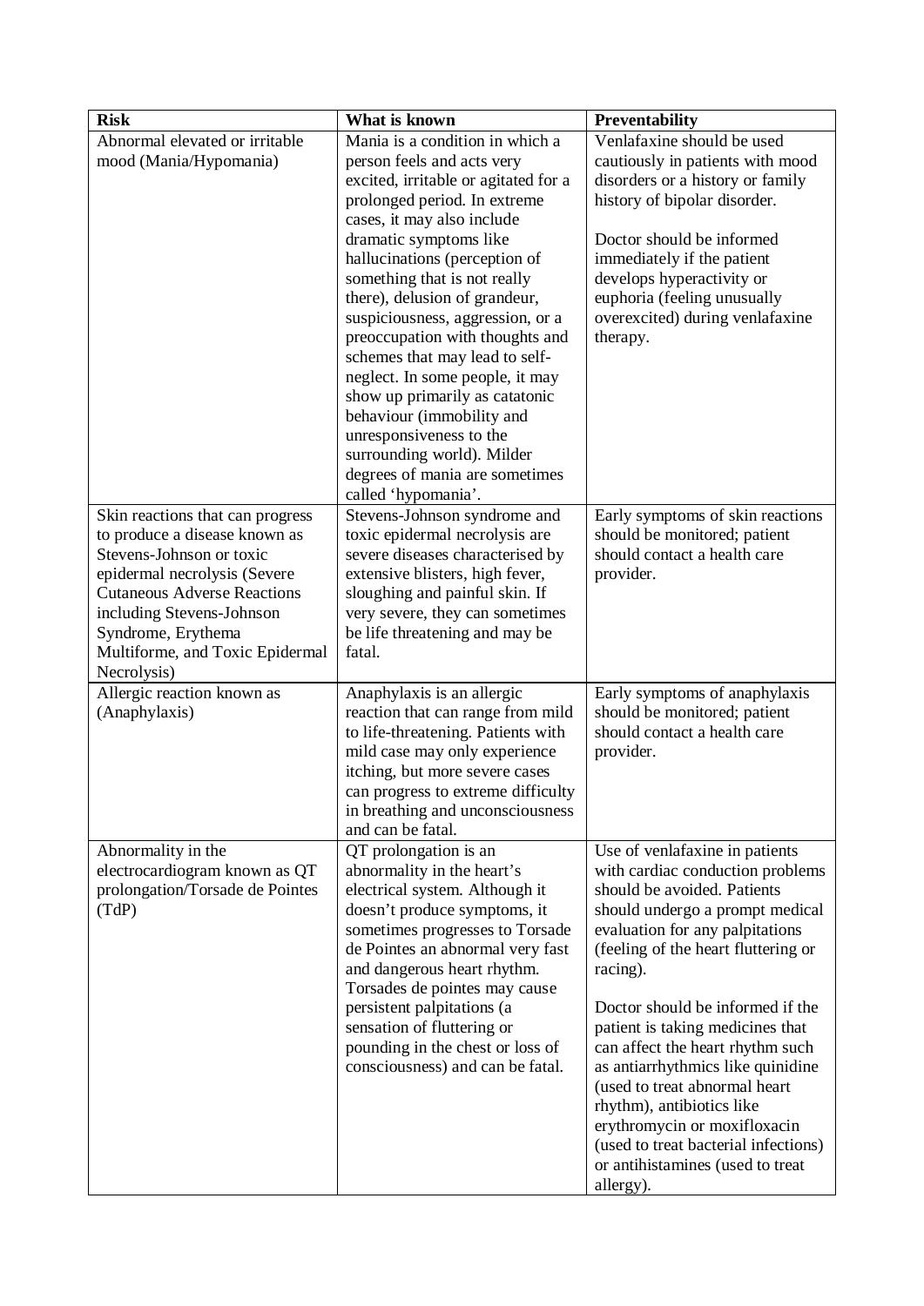| Risk | What is known | Preventability |
|---|---|---|
| Abnormal elevated or irritable mood (Mania/Hypomania) | Mania is a condition in which a person feels and acts very excited, irritable or agitated for a prolonged period. In extreme cases, it may also include dramatic symptoms like hallucinations (perception of something that is not really there), delusion of grandeur, suspiciousness, aggression, or a preoccupation with thoughts and schemes that may lead to self-neglect. In some people, it may show up primarily as catatonic behaviour (immobility and unresponsiveness to the surrounding world). Milder degrees of mania are sometimes called 'hypomania'. | Venlafaxine should be used cautiously in patients with mood disorders or a history or family history of bipolar disorder.<br><br>Doctor should be informed immediately if the patient develops hyperactivity or euphoria (feeling unusually overexcited) during venlafaxine therapy. |
| Skin reactions that can progress to produce a disease known as Stevens-Johnson or toxic epidermal necrolysis (Severe Cutaneous Adverse Reactions including Stevens-Johnson Syndrome, Erythema Multiforme, and Toxic Epidermal Necrolysis) | Stevens-Johnson syndrome and toxic epidermal necrolysis are severe diseases characterised by extensive blisters, high fever, sloughing and painful skin. If very severe, they can sometimes be life threatening and may be fatal. | Early symptoms of skin reactions should be monitored; patient should contact a health care provider. |
| Allergic reaction known as (Anaphylaxis) | Anaphylaxis is an allergic reaction that can range from mild to life-threatening. Patients with mild case may only experience itching, but more severe cases can progress to extreme difficulty in breathing and unconsciousness and can be fatal. | Early symptoms of anaphylaxis should be monitored; patient should contact a health care provider. |
| Abnormality in the electrocardiogram known as QT prolongation/Torsade de Pointes (TdP) | QT prolongation is an abnormality in the heart's electrical system. Although it doesn't produce symptoms, it sometimes progresses to Torsade de Pointes an abnormal very fast and dangerous heart rhythm. Torsades de pointes may cause persistent palpitations (a sensation of fluttering or pounding in the chest or loss of consciousness) and can be fatal. | Use of venlafaxine in patients with cardiac conduction problems should be avoided. Patients should undergo a prompt medical evaluation for any palpitations (feeling of the heart fluttering or racing).<br><br>Doctor should be informed if the patient is taking medicines that can affect the heart rhythm such as antiarrhythmics like quinidine (used to treat abnormal heart rhythm), antibiotics like erythromycin or moxifloxacin (used to treat bacterial infections) or antihistamines (used to treat allergy). |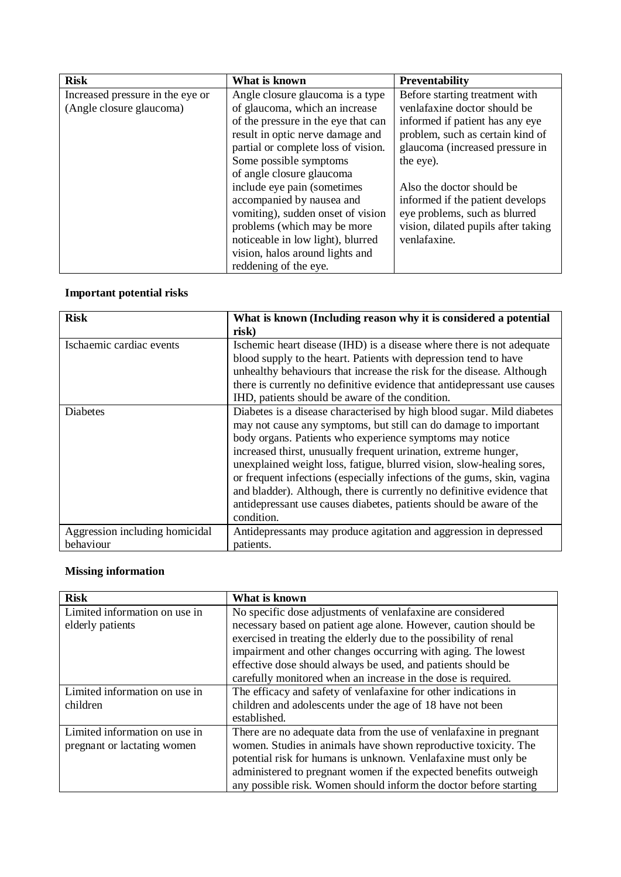| Risk | What is known | Preventability |
|---|---|---|
| Increased pressure in the eye or (Angle closure glaucoma) | Angle closure glaucoma is a type of glaucoma, which an increase of the pressure in the eye that can result in optic nerve damage and partial or complete loss of vision. Some possible symptoms of angle closure glaucoma include eye pain (sometimes accompanied by nausea and vomiting), sudden onset of vision problems (which may be more noticeable in low light), blurred vision, halos around lights and reddening of the eye. | Before starting treatment with venlafaxine doctor should be informed if patient has any eye problem, such as certain kind of glaucoma (increased pressure in the eye).<br><br>Also the doctor should be informed if the patient develops eye problems, such as blurred vision, dilated pupils after taking venlafaxine. |

**Important potential risks**

| Risk | What is known (Including reason why it is considered a potential risk) |
|---|---|
| Ischaemic cardiac events | Ischemic heart disease (IHD) is a disease where there is not adequate blood supply to the heart. Patients with depression tend to have unhealthy behaviours that increase the risk for the disease. Although there is currently no definitive evidence that antidepressant use causes IHD, patients should be aware of the condition. |
| Diabetes | Diabetes is a disease characterised by high blood sugar. Mild diabetes may not cause any symptoms, but still can do damage to important body organs. Patients who experience symptoms may notice increased thirst, unusually frequent urination, extreme hunger, unexplained weight loss, fatigue, blurred vision, slow-healing sores, or frequent infections (especially infections of the gums, skin, vagina and bladder). Although, there is currently no definitive evidence that antidepressant use causes diabetes, patients should be aware of the condition. |
| Aggression including homicidal behaviour | Antidepressants may produce agitation and aggression in depressed patients. |

**Missing information**

| Risk | What is known |
|---|---|
| Limited information on use in elderly patients | No specific dose adjustments of venlafaxine are considered necessary based on patient age alone. However, caution should be exercised in treating the elderly due to the possibility of renal impairment and other changes occurring with aging. The lowest effective dose should always be used, and patients should be carefully monitored when an increase in the dose is required. |
| Limited information on use in children | The efficacy and safety of venlafaxine for other indications in children and adolescents under the age of 18 have not been established. |
| Limited information on use in pregnant or lactating women | There are no adequate data from the use of venlafaxine in pregnant women. Studies in animals have shown reproductive toxicity. The potential risk for humans is unknown. Venlafaxine must only be administered to pregnant women if the expected benefits outweigh any possible risk. Women should inform the doctor before starting |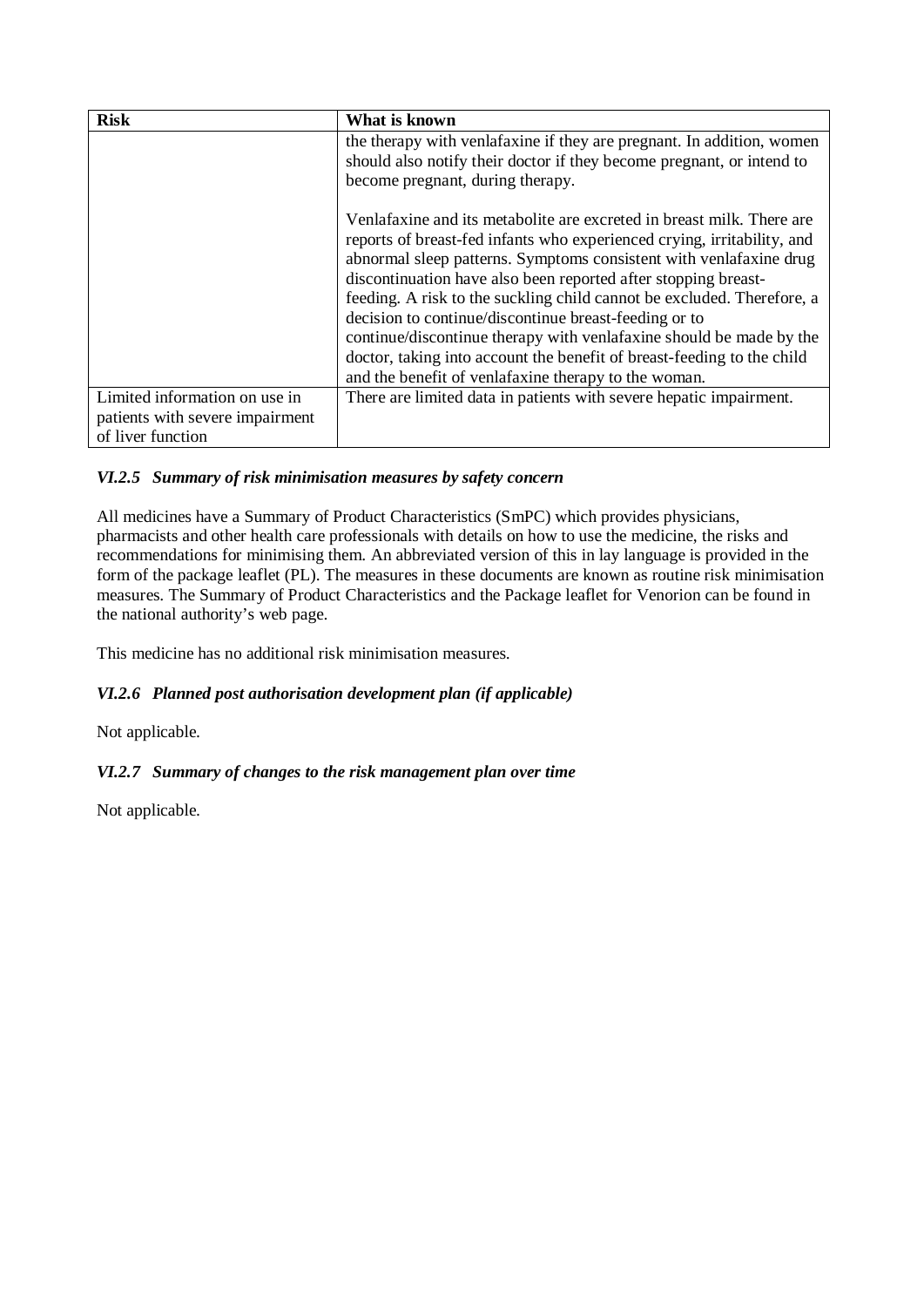| Risk | What is known |
|---|---|
| | the therapy with venlafaxine if they are pregnant. In addition, women should also notify their doctor if they become pregnant, or intend to become pregnant, during therapy.<br><br>Venlafaxine and its metabolite are excreted in breast milk. There are reports of breast-fed infants who experienced crying, irritability, and abnormal sleep patterns. Symptoms consistent with venlafaxine drug discontinuation have also been reported after stopping breast-feeding. A risk to the suckling child cannot be excluded. Therefore, a decision to continue/discontinue breast-feeding or to continue/discontinue therapy with venlafaxine should be made by the doctor, taking into account the benefit of breast-feeding to the child and the benefit of venlafaxine therapy to the woman. |
| Limited information on use in patients with severe impairment of liver function | There are limited data in patients with severe hepatic impairment. |

### *VI.2.5 Summary of risk minimisation measures by safety concern*

All medicines have a Summary of Product Characteristics (SmPC) which provides physicians, pharmacists and other health care professionals with details on how to use the medicine, the risks and recommendations for minimising them. An abbreviated version of this in lay language is provided in the form of the package leaflet (PL). The measures in these documents are known as routine risk minimisation measures. The Summary of Product Characteristics and the Package leaflet for Venorion can be found in the national authority's web page.

This medicine has no additional risk minimisation measures.

### *VI.2.6 Planned post authorisation development plan (if applicable)*

Not applicable.

### *VI.2.7 Summary of changes to the risk management plan over time*

Not applicable.